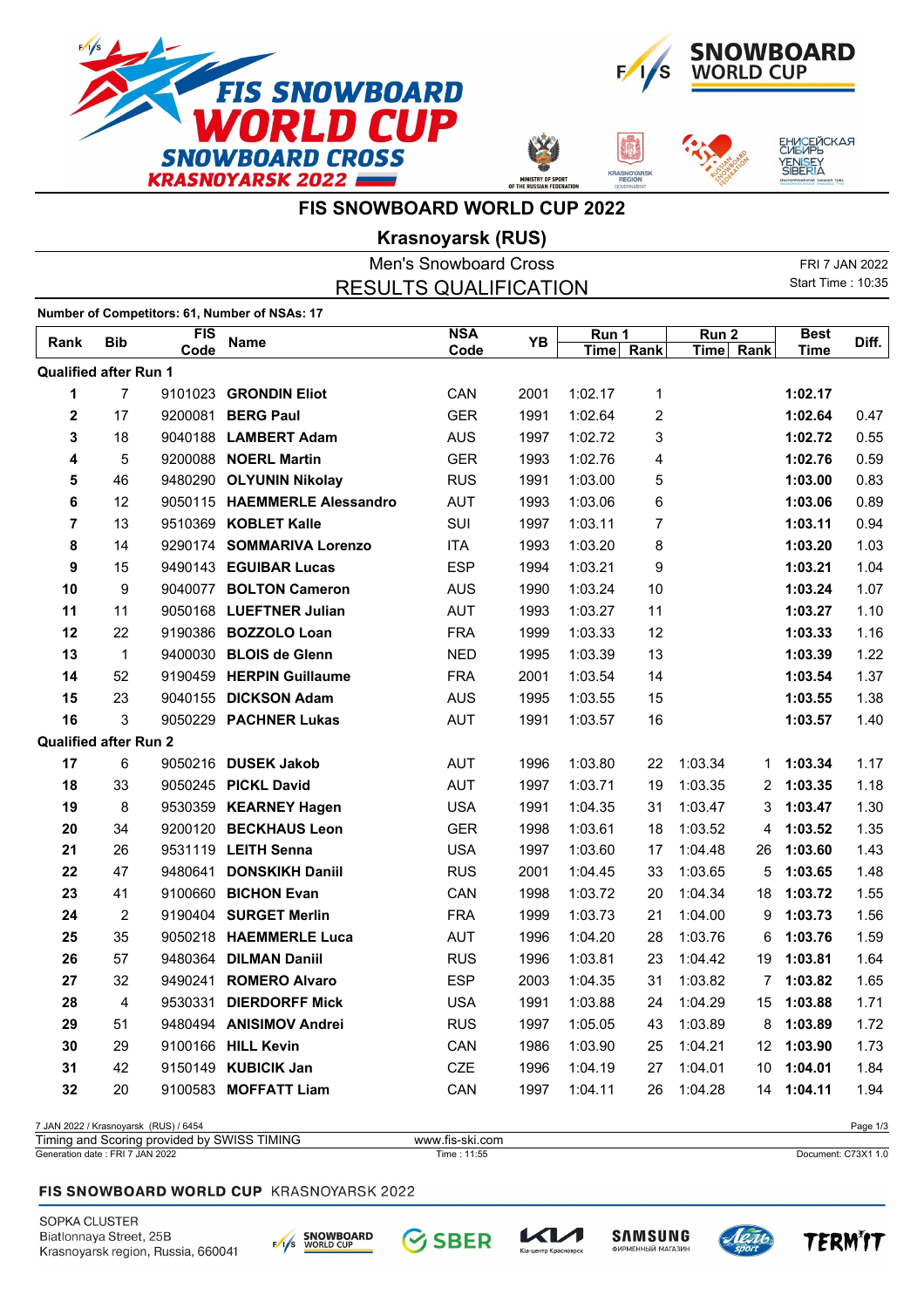# FIS SNOWBOARD WORLD CUP 2022

## Krasnoyarsk (RUS)

### Men's Snowboard Cross

### RESULTS QUALIFICATION

FRI 7 JAN 2022
Start Time : 10:35

**Number of Competitors: 61, Number of NSAs: 17**

| Rank | Bib | FIS Code | Name | NSA Code | YB | Run 1 Time | Run 1 Rank | Run 2 Time | Run 2 Rank | Best Time | Diff. |
|---|---|---|---|---|---|---|---|---|---|---|---|
| **Qualified after Run 1** | | | | | | | | | | | |
| **1** | 7 | 9101023 | **GRONDIN Eliot** | CAN | 2001 | 1:02.17 | 1 | | | **1:02.17** | |
| **2** | 17 | 9200081 | **BERG Paul** | GER | 1991 | 1:02.64 | 2 | | | **1:02.64** | 0.47 |
| **3** | 18 | 9040188 | **LAMBERT Adam** | AUS | 1997 | 1:02.72 | 3 | | | **1:02.72** | 0.55 |
| **4** | 5 | 9200088 | **NOERL Martin** | GER | 1993 | 1:02.76 | 4 | | | **1:02.76** | 0.59 |
| **5** | 46 | 9480290 | **OLYUNIN Nikolay** | RUS | 1991 | 1:03.00 | 5 | | | **1:03.00** | 0.83 |
| **6** | 12 | 9050115 | **HAEMMERLE Alessandro** | AUT | 1993 | 1:03.06 | 6 | | | **1:03.06** | 0.89 |
| **7** | 13 | 9510369 | **KOBLET Kalle** | SUI | 1997 | 1:03.11 | 7 | | | **1:03.11** | 0.94 |
| **8** | 14 | 9290174 | **SOMMARIVA Lorenzo** | ITA | 1993 | 1:03.20 | 8 | | | **1:03.20** | 1.03 |
| **9** | 15 | 9490143 | **EGUIBAR Lucas** | ESP | 1994 | 1:03.21 | 9 | | | **1:03.21** | 1.04 |
| **10** | 9 | 9040077 | **BOLTON Cameron** | AUS | 1990 | 1:03.24 | 10 | | | **1:03.24** | 1.07 |
| **11** | 11 | 9050168 | **LUEFTNER Julian** | AUT | 1993 | 1:03.27 | 11 | | | **1:03.27** | 1.10 |
| **12** | 22 | 9190386 | **BOZZOLO Loan** | FRA | 1999 | 1:03.33 | 12 | | | **1:03.33** | 1.16 |
| **13** | 1 | 9400030 | **BLOIS de Glenn** | NED | 1995 | 1:03.39 | 13 | | | **1:03.39** | 1.22 |
| **14** | 52 | 9190459 | **HERPIN Guillaume** | FRA | 2001 | 1:03.54 | 14 | | | **1:03.54** | 1.37 |
| **15** | 23 | 9040155 | **DICKSON Adam** | AUS | 1995 | 1:03.55 | 15 | | | **1:03.55** | 1.38 |
| **16** | 3 | 9050229 | **PACHNER Lukas** | AUT | 1991 | 1:03.57 | 16 | | | **1:03.57** | 1.40 |
| **Qualified after Run 2** | | | | | | | | | | | |
| **17** | 6 | 9050216 | **DUSEK Jakob** | AUT | 1996 | 1:03.80 | 22 | 1:03.34 | 1 | **1:03.34** | 1.17 |
| **18** | 33 | 9050245 | **PICKL David** | AUT | 1997 | 1:03.71 | 19 | 1:03.35 | 2 | **1:03.35** | 1.18 |
| **19** | 8 | 9530359 | **KEARNEY Hagen** | USA | 1991 | 1:04.35 | 31 | 1:03.47 | 3 | **1:03.47** | 1.30 |
| **20** | 34 | 9200120 | **BECKHAUS Leon** | GER | 1998 | 1:03.61 | 18 | 1:03.52 | 4 | **1:03.52** | 1.35 |
| **21** | 26 | 9531119 | **LEITH Senna** | USA | 1997 | 1:03.60 | 17 | 1:04.48 | 26 | **1:03.60** | 1.43 |
| **22** | 47 | 9480641 | **DONSKIKH Daniil** | RUS | 2001 | 1:04.45 | 33 | 1:03.65 | 5 | **1:03.65** | 1.48 |
| **23** | 41 | 9100660 | **BICHON Evan** | CAN | 1998 | 1:03.72 | 20 | 1:04.34 | 18 | **1:03.72** | 1.55 |
| **24** | 2 | 9190404 | **SURGET Merlin** | FRA | 1999 | 1:03.73 | 21 | 1:04.00 | 9 | **1:03.73** | 1.56 |
| **25** | 35 | 9050218 | **HAEMMERLE Luca** | AUT | 1996 | 1:04.20 | 28 | 1:03.76 | 6 | **1:03.76** | 1.59 |
| **26** | 57 | 9480364 | **DILMAN Daniil** | RUS | 1996 | 1:03.81 | 23 | 1:04.42 | 19 | **1:03.81** | 1.64 |
| **27** | 32 | 9490241 | **ROMERO Alvaro** | ESP | 2003 | 1:04.35 | 31 | 1:03.82 | 7 | **1:03.82** | 1.65 |
| **28** | 4 | 9530331 | **DIERDORFF Mick** | USA | 1991 | 1:03.88 | 24 | 1:04.29 | 15 | **1:03.88** | 1.71 |
| **29** | 51 | 9480494 | **ANISIMOV Andrei** | RUS | 1997 | 1:05.05 | 43 | 1:03.89 | 8 | **1:03.89** | 1.72 |
| **30** | 29 | 9100166 | **HILL Kevin** | CAN | 1986 | 1:03.90 | 25 | 1:04.21 | 12 | **1:03.90** | 1.73 |
| **31** | 42 | 9150149 | **KUBICIK Jan** | CZE | 1996 | 1:04.19 | 27 | 1:04.01 | 10 | **1:04.01** | 1.84 |
| **32** | 20 | 9100583 | **MOFFATT Liam** | CAN | 1997 | 1:04.11 | 26 | 1:04.28 | 14 | **1:04.11** | 1.94 |

7 JAN 2022 / Krasnoyarsk (RUS) / 6454
Timing and Scoring provided by SWISS TIMING — www.fis-ski.com
Generation date : FRI 7 JAN 2022 — Time : 11:55 — Document: C73X1 1.0

**FIS SNOWBOARD WORLD CUP** KRASNOYARSK 2022

SOPKA CLUSTER
Biatlonnaya Street, 25B
Krasnoyarsk region, Russia, 660041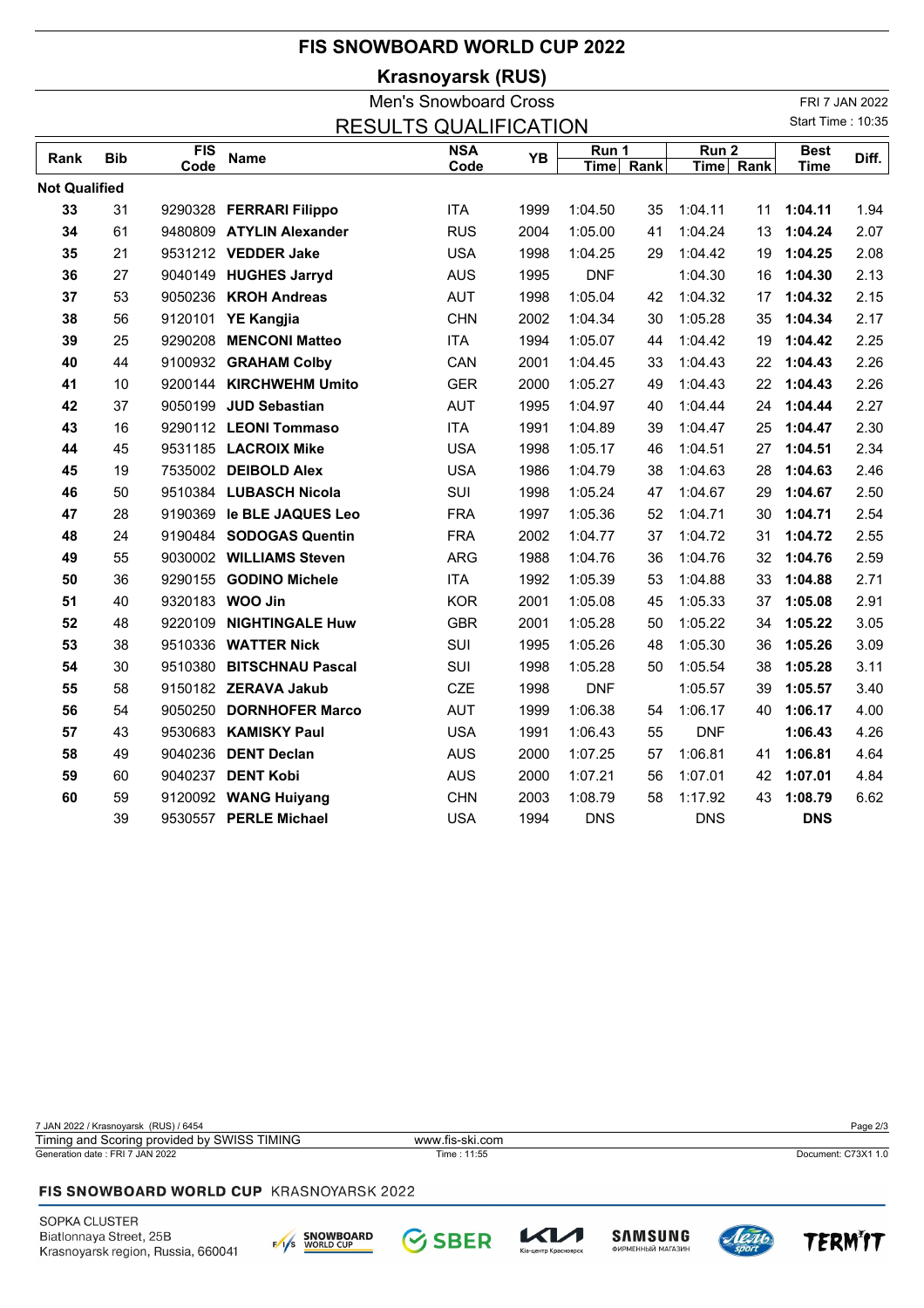# FIS SNOWBOARD WORLD CUP 2022

## Krasnoyarsk (RUS)

Men's Snowboard Cross

FRI 7 JAN 2022

RESULTS QUALIFICATION

Start Time : 10:35

| Rank | Bib | FIS Code | Name | NSA Code | YB | Run 1 | | Run 2 | | Best Time | Diff. |
|---|---|---|---|---|---|---|---|---|---|---|---|
| | | | | | | Time | Rank | Time | Rank | | |
| **Not Qualified** | | | | | | | | | | | |
| **33** | 31 | 9290328 | **FERRARI Filippo** | ITA | 1999 | 1:04.50 | 35 | 1:04.11 | 11 | **1:04.11** | 1.94 |
| **34** | 61 | 9480809 | **ATYLIN Alexander** | RUS | 2004 | 1:05.00 | 41 | 1:04.24 | 13 | **1:04.24** | 2.07 |
| **35** | 21 | 9531212 | **VEDDER Jake** | USA | 1998 | 1:04.25 | 29 | 1:04.42 | 19 | **1:04.25** | 2.08 |
| **36** | 27 | 9040149 | **HUGHES Jarryd** | AUS | 1995 | DNF | | 1:04.30 | 16 | **1:04.30** | 2.13 |
| **37** | 53 | 9050236 | **KROH Andreas** | AUT | 1998 | 1:05.04 | 42 | 1:04.32 | 17 | **1:04.32** | 2.15 |
| **38** | 56 | 9120101 | **YE Kangjia** | CHN | 2002 | 1:04.34 | 30 | 1:05.28 | 35 | **1:04.34** | 2.17 |
| **39** | 25 | 9290208 | **MENCONI Matteo** | ITA | 1994 | 1:05.07 | 44 | 1:04.42 | 19 | **1:04.42** | 2.25 |
| **40** | 44 | 9100932 | **GRAHAM Colby** | CAN | 2001 | 1:04.45 | 33 | 1:04.43 | 22 | **1:04.43** | 2.26 |
| **41** | 10 | 9200144 | **KIRCHWEHM Umito** | GER | 2000 | 1:05.27 | 49 | 1:04.43 | 22 | **1:04.43** | 2.26 |
| **42** | 37 | 9050199 | **JUD Sebastian** | AUT | 1995 | 1:04.97 | 40 | 1:04.44 | 24 | **1:04.44** | 2.27 |
| **43** | 16 | 9290112 | **LEONI Tommaso** | ITA | 1991 | 1:04.89 | 39 | 1:04.47 | 25 | **1:04.47** | 2.30 |
| **44** | 45 | 9531185 | **LACROIX Mike** | USA | 1998 | 1:05.17 | 46 | 1:04.51 | 27 | **1:04.51** | 2.34 |
| **45** | 19 | 7535002 | **DEIBOLD Alex** | USA | 1986 | 1:04.79 | 38 | 1:04.63 | 28 | **1:04.63** | 2.46 |
| **46** | 50 | 9510384 | **LUBASCH Nicola** | SUI | 1998 | 1:05.24 | 47 | 1:04.67 | 29 | **1:04.67** | 2.50 |
| **47** | 28 | 9190369 | **le BLE JAQUES Leo** | FRA | 1997 | 1:05.36 | 52 | 1:04.71 | 30 | **1:04.71** | 2.54 |
| **48** | 24 | 9190484 | **SODOGAS Quentin** | FRA | 2002 | 1:04.77 | 37 | 1:04.72 | 31 | **1:04.72** | 2.55 |
| **49** | 55 | 9030002 | **WILLIAMS Steven** | ARG | 1988 | 1:04.76 | 36 | 1:04.76 | 32 | **1:04.76** | 2.59 |
| **50** | 36 | 9290155 | **GODINO Michele** | ITA | 1992 | 1:05.39 | 53 | 1:04.88 | 33 | **1:04.88** | 2.71 |
| **51** | 40 | 9320183 | **WOO Jin** | KOR | 2001 | 1:05.08 | 45 | 1:05.33 | 37 | **1:05.08** | 2.91 |
| **52** | 48 | 9220109 | **NIGHTINGALE Huw** | GBR | 2001 | 1:05.28 | 50 | 1:05.22 | 34 | **1:05.22** | 3.05 |
| **53** | 38 | 9510336 | **WATTER Nick** | SUI | 1995 | 1:05.26 | 48 | 1:05.30 | 36 | **1:05.26** | 3.09 |
| **54** | 30 | 9510380 | **BITSCHNAU Pascal** | SUI | 1998 | 1:05.28 | 50 | 1:05.54 | 38 | **1:05.28** | 3.11 |
| **55** | 58 | 9150182 | **ZERAVA Jakub** | CZE | 1998 | DNF | | 1:05.57 | 39 | **1:05.57** | 3.40 |
| **56** | 54 | 9050250 | **DORNHOFER Marco** | AUT | 1999 | 1:06.38 | 54 | 1:06.17 | 40 | **1:06.17** | 4.00 |
| **57** | 43 | 9530683 | **KAMISKY Paul** | USA | 1991 | 1:06.43 | 55 | DNF | | **1:06.43** | 4.26 |
| **58** | 49 | 9040236 | **DENT Declan** | AUS | 2000 | 1:07.25 | 57 | 1:06.81 | 41 | **1:06.81** | 4.64 |
| **59** | 60 | 9040237 | **DENT Kobi** | AUS | 2000 | 1:07.21 | 56 | 1:07.01 | 42 | **1:07.01** | 4.84 |
| **60** | 59 | 9120092 | **WANG Huiyang** | CHN | 2003 | 1:08.79 | 58 | 1:17.92 | 43 | **1:08.79** | 6.62 |
| | 39 | 9530557 | **PERLE Michael** | USA | 1994 | DNS | | DNS | | **DNS** | |

7 JAN 2022 / Krasnoyarsk (RUS) / 6454

Timing and Scoring provided by SWISS TIMING — www.fis-ski.com

Generation date : FRI 7 JAN 2022 — Time : 11:55 — Document: C73X1 1.0

**FIS SNOWBOARD WORLD CUP** KRASNOYARSK 2022

SOPKA CLUSTER
Biatlonnaya Street, 25B
Krasnoyarsk region, Russia, 660041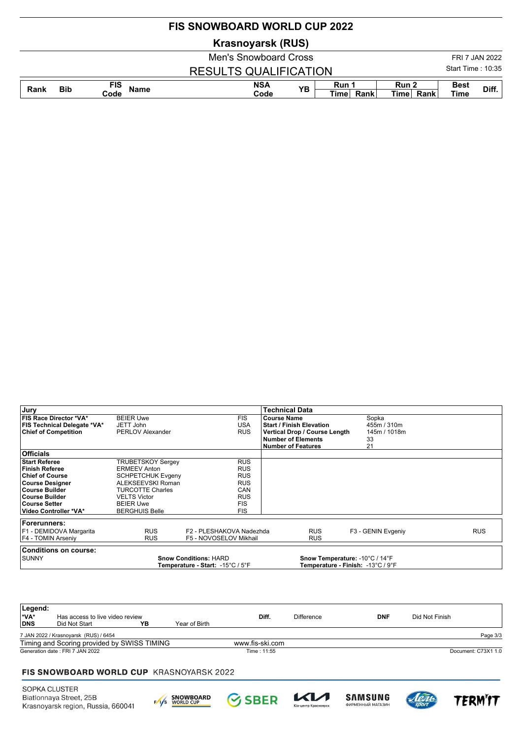# FIS SNOWBOARD WORLD CUP 2022

## Krasnoyarsk (RUS)

### Men's Snowboard Cross

FRI 7 JAN 2022

### RESULTS QUALIFICATION

Start Time : 10:35

| Rank | Bib | FIS Code | Name | NSA Code | YB | Run 1 Time | Run 1 Rank | Run 2 Time | Run 2 Rank | Best Time | Diff. |
|---|---|---|---|---|---|---|---|---|---|---|---|

| Jury | | |
|---|---|---|
| FIS Race Director *VA* | BEIER Uwe | FIS |
| FIS Technical Delegate *VA* | JETT John | USA |
| Chief of Competition | PERLOV Alexander | RUS |

| Technical Data | |
|---|---|
| Course Name | Sopka |
| Start / Finish Elevation | 455m / 310m |
| Vertical Drop / Course Length | 145m / 1018m |
| Number of Elements | 33 |
| Number of Features | 21 |

| Officials | | |
|---|---|---|
| Start Referee | TRUBETSKOY Sergey | RUS |
| Finish Referee | ERMEEV Anton | RUS |
| Chief of Course | SCHPETCHUK Evgeny | RUS |
| Course Designer | ALEKSEEVSKI Roman | RUS |
| Course Builder | TURCOTTE Charles | CAN |
| Course Builder | VELTS Victor | RUS |
| Course Setter | BEIER Uwe | FIS |
| Video Controller *VA* | BERGHUIS Belle | FIS |

**Forerunners:**

| | | | | | |
|---|---|---|---|---|---|
| F1 - DEMIDOVA Margarita | RUS | F2 - PLESHAKOVA Nadezhda | RUS | F3 - GENIN Evgeniy | RUS |
| F4 - TOMIN Arseniy | RUS | F5 - NOVOSELOV Mikhail | RUS | | |

**Conditions on course:**

SUNNY

**Snow Conditions:** HARD
**Temperature - Start:** -15°C / 5°F
**Snow Temperature:** -10°C / 14°F
**Temperature - Finish:** -13°C / 9°F

**Legend:**

| | | | |
|---|---|---|---|
| *VA* | Has access to live video review | Diff. | Difference |
| DNS | Did Not Start | DNF | Did Not Finish |
| YB | Year of Birth | | |

7 JAN 2022 / Krasnoyarsk (RUS) / 6454

Timing and Scoring provided by SWISS TIMING

www.fis-ski.com

Generation date : FRI 7 JAN 2022 Time : 11:55 Document: C73X1 1.0

FIS SNOWBOARD WORLD CUP KRASNOYARSK 2022

SOPKA CLUSTER
Biatlonnaya Street, 25B
Krasnoyarsk region, Russia, 660041